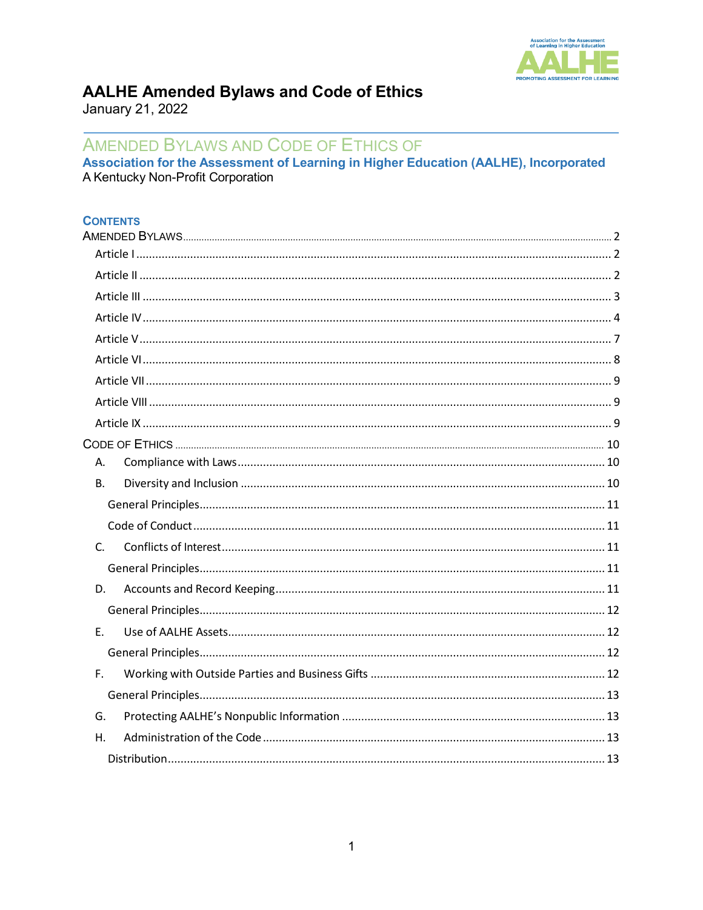# AALHE Amended Bylaws and Code of Ethics

January 21, 2022

## AMENDED BYLAWS AND CODE OF ETHICS OF

**Association for the Assessment of Learning in Higher Education (AALHE), Incorporated**

A Kentucky Non-Profit Corporation

### CONTENTS

AMENDED BYLAWS ..... 2

- Article I ..... 2
- Article II ..... 2
- Article III ..... 3
- Article IV ..... 4
- Article V ..... 7
- Article VI ..... 8
- Article VII ..... 9
- Article VIII ..... 9
- Article IX ..... 9

CODE OF ETHICS ..... 10

- A. Compliance with Laws ..... 10
- B. Diversity and Inclusion ..... 10
  - General Principles ..... 11
  - Code of Conduct ..... 11
- C. Conflicts of Interest ..... 11
  - General Principles ..... 11
- D. Accounts and Record Keeping ..... 11
  - General Principles ..... 12
- E. Use of AALHE Assets ..... 12
  - General Principles ..... 12
- F. Working with Outside Parties and Business Gifts ..... 12
  - General Principles ..... 13
- G. Protecting AALHE's Nonpublic Information ..... 13
- H. Administration of the Code ..... 13
  - Distribution ..... 13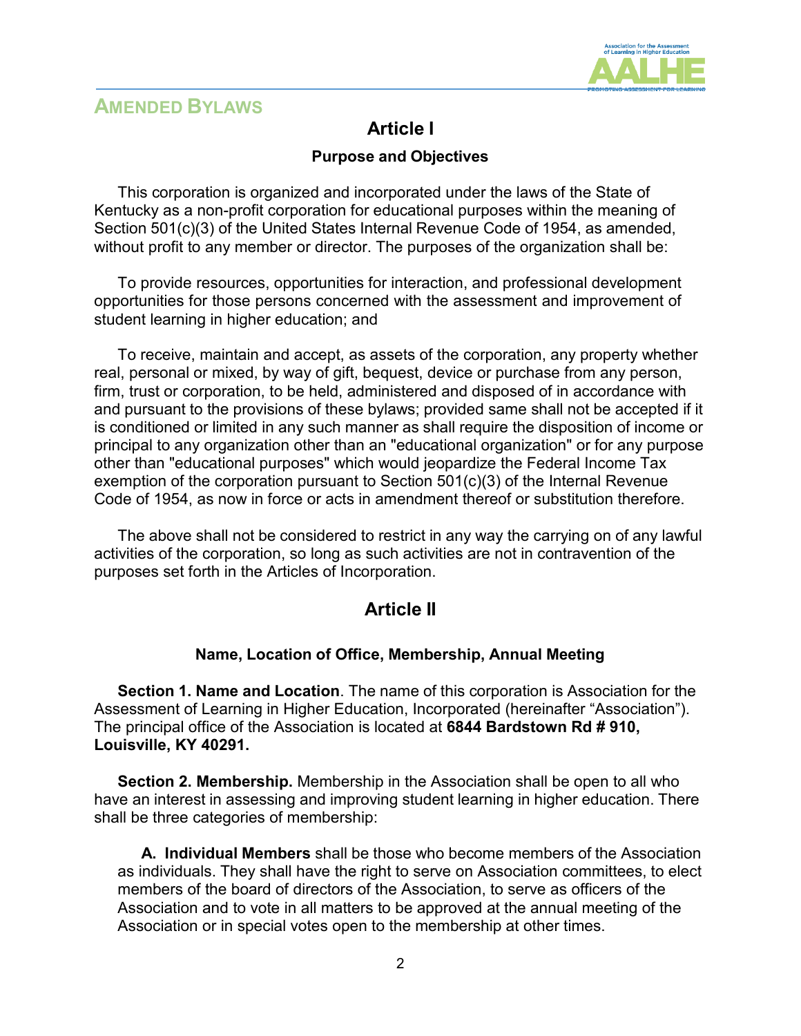## AMENDED BYLAWS

# Article I

### Purpose and Objectives

This corporation is organized and incorporated under the laws of the State of Kentucky as a non-profit corporation for educational purposes within the meaning of Section 501(c)(3) of the United States Internal Revenue Code of 1954, as amended, without profit to any member or director. The purposes of the organization shall be:

To provide resources, opportunities for interaction, and professional development opportunities for those persons concerned with the assessment and improvement of student learning in higher education; and

To receive, maintain and accept, as assets of the corporation, any property whether real, personal or mixed, by way of gift, bequest, device or purchase from any person, firm, trust or corporation, to be held, administered and disposed of in accordance with and pursuant to the provisions of these bylaws; provided same shall not be accepted if it is conditioned or limited in any such manner as shall require the disposition of income or principal to any organization other than an "educational organization" or for any purpose other than "educational purposes" which would jeopardize the Federal Income Tax exemption of the corporation pursuant to Section 501(c)(3) of the Internal Revenue Code of 1954, as now in force or acts in amendment thereof or substitution therefore.

The above shall not be considered to restrict in any way the carrying on of any lawful activities of the corporation, so long as such activities are not in contravention of the purposes set forth in the Articles of Incorporation.

# Article II

### Name, Location of Office, Membership, Annual Meeting

**Section 1. Name and Location**. The name of this corporation is Association for the Assessment of Learning in Higher Education, Incorporated (hereinafter "Association"). The principal office of the Association is located at **6844 Bardstown Rd # 910, Louisville, KY 40291.**

**Section 2. Membership.** Membership in the Association shall be open to all who have an interest in assessing and improving student learning in higher education. There shall be three categories of membership:

**A. Individual Members** shall be those who become members of the Association as individuals. They shall have the right to serve on Association committees, to elect members of the board of directors of the Association, to serve as officers of the Association and to vote in all matters to be approved at the annual meeting of the Association or in special votes open to the membership at other times.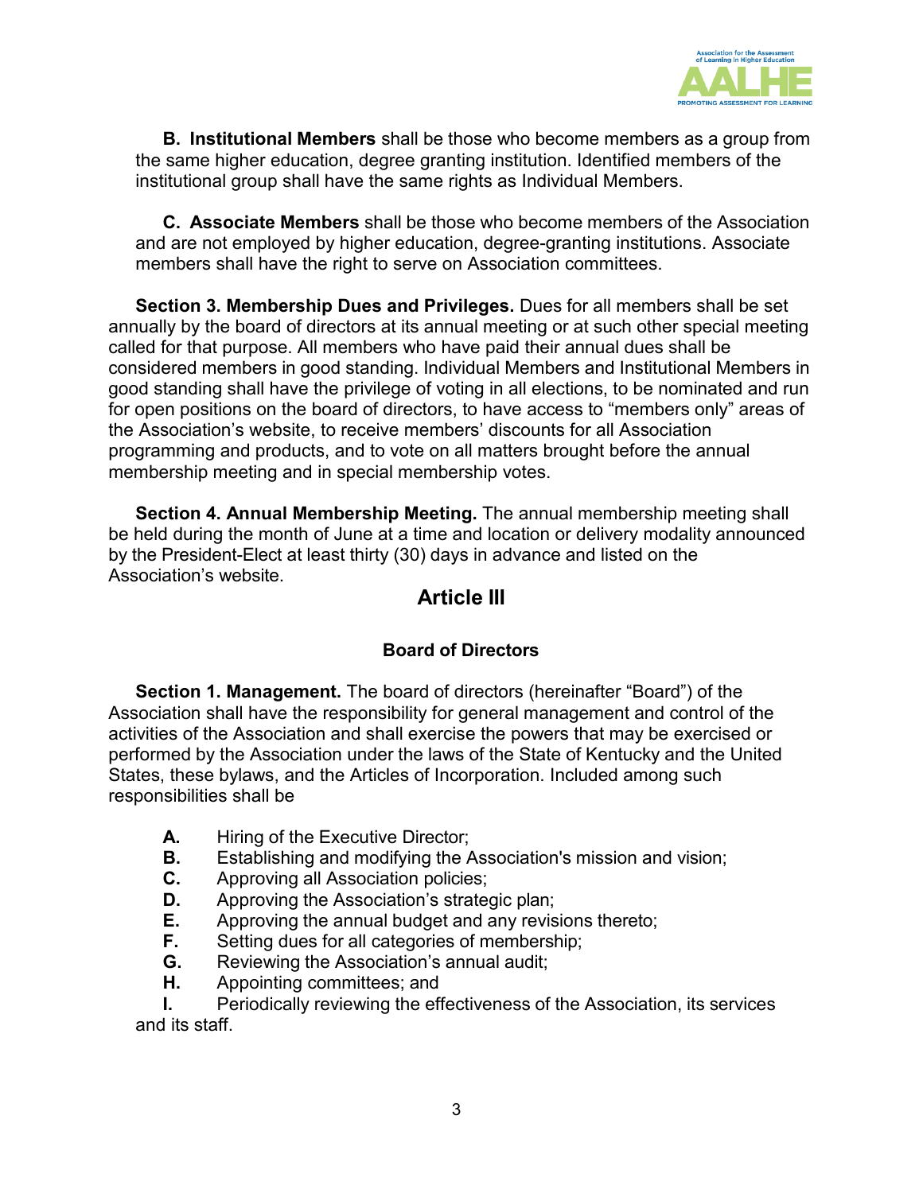**B. Institutional Members** shall be those who become members as a group from the same higher education, degree granting institution. Identified members of the institutional group shall have the same rights as Individual Members.

**C. Associate Members** shall be those who become members of the Association and are not employed by higher education, degree-granting institutions. Associate members shall have the right to serve on Association committees.

**Section 3. Membership Dues and Privileges.** Dues for all members shall be set annually by the board of directors at its annual meeting or at such other special meeting called for that purpose. All members who have paid their annual dues shall be considered members in good standing. Individual Members and Institutional Members in good standing shall have the privilege of voting in all elections, to be nominated and run for open positions on the board of directors, to have access to "members only" areas of the Association's website, to receive members' discounts for all Association programming and products, and to vote on all matters brought before the annual membership meeting and in special membership votes.

**Section 4. Annual Membership Meeting.** The annual membership meeting shall be held during the month of June at a time and location or delivery modality announced by the President-Elect at least thirty (30) days in advance and listed on the Association's website.

## Article III

### Board of Directors

**Section 1. Management.** The board of directors (hereinafter "Board") of the Association shall have the responsibility for general management and control of the activities of the Association and shall exercise the powers that may be exercised or performed by the Association under the laws of the State of Kentucky and the United States, these bylaws, and the Articles of Incorporation. Included among such responsibilities shall be

**A.** Hiring of the Executive Director;
**B.** Establishing and modifying the Association's mission and vision;
**C.** Approving all Association policies;
**D.** Approving the Association's strategic plan;
**E.** Approving the annual budget and any revisions thereto;
**F.** Setting dues for all categories of membership;
**G.** Reviewing the Association's annual audit;
**H.** Appointing committees; and
**I.** Periodically reviewing the effectiveness of the Association, its services and its staff.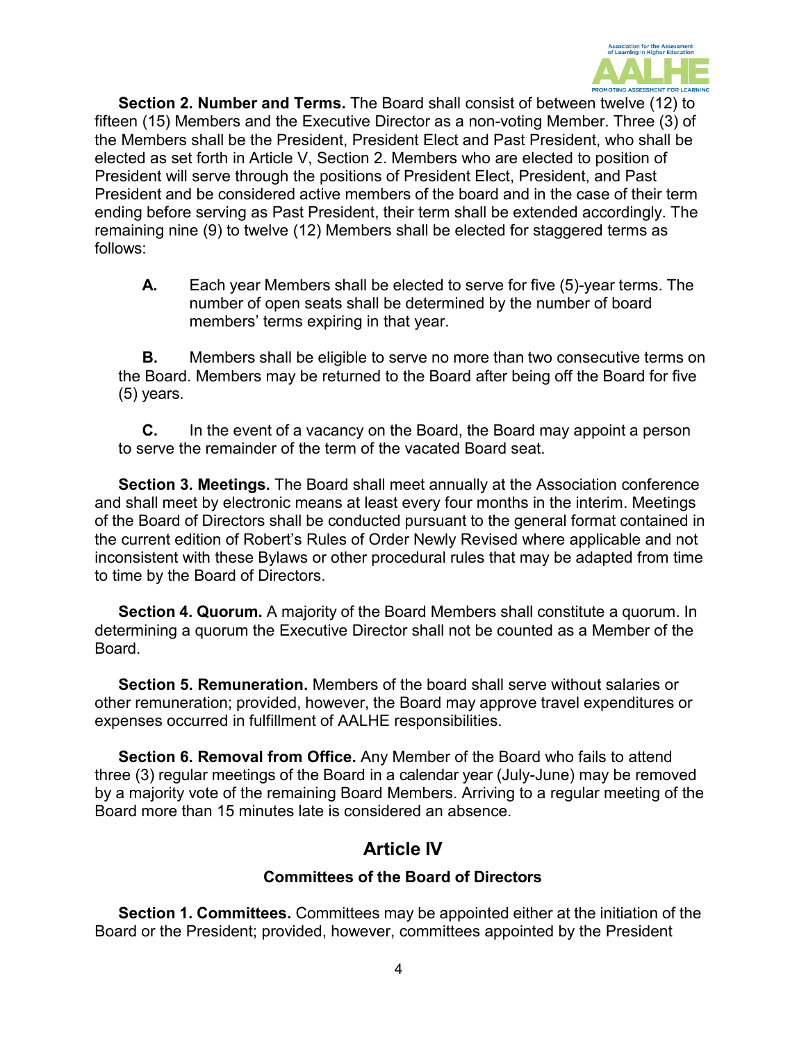**Section 2. Number and Terms.** The Board shall consist of between twelve (12) to fifteen (15) Members and the Executive Director as a non-voting Member. Three (3) of the Members shall be the President, President Elect and Past President, who shall be elected as set forth in Article V, Section 2. Members who are elected to position of President will serve through the positions of President Elect, President, and Past President and be considered active members of the board and in the case of their term ending before serving as Past President, their term shall be extended accordingly. The remaining nine (9) to twelve (12) Members shall be elected for staggered terms as follows:

**A.** Each year Members shall be elected to serve for five (5)-year terms. The number of open seats shall be determined by the number of board members' terms expiring in that year.

**B.** Members shall be eligible to serve no more than two consecutive terms on the Board. Members may be returned to the Board after being off the Board for five (5) years.

**C.** In the event of a vacancy on the Board, the Board may appoint a person to serve the remainder of the term of the vacated Board seat.

**Section 3. Meetings.** The Board shall meet annually at the Association conference and shall meet by electronic means at least every four months in the interim. Meetings of the Board of Directors shall be conducted pursuant to the general format contained in the current edition of Robert's Rules of Order Newly Revised where applicable and not inconsistent with these Bylaws or other procedural rules that may be adapted from time to time by the Board of Directors.

**Section 4. Quorum.** A majority of the Board Members shall constitute a quorum. In determining a quorum the Executive Director shall not be counted as a Member of the Board.

**Section 5. Remuneration.** Members of the board shall serve without salaries or other remuneration; provided, however, the Board may approve travel expenditures or expenses occurred in fulfillment of AALHE responsibilities.

**Section 6. Removal from Office.** Any Member of the Board who fails to attend three (3) regular meetings of the Board in a calendar year (July-June) may be removed by a majority vote of the remaining Board Members. Arriving to a regular meeting of the Board more than 15 minutes late is considered an absence.

## Article IV

### Committees of the Board of Directors

**Section 1. Committees.** Committees may be appointed either at the initiation of the Board or the President; provided, however, committees appointed by the President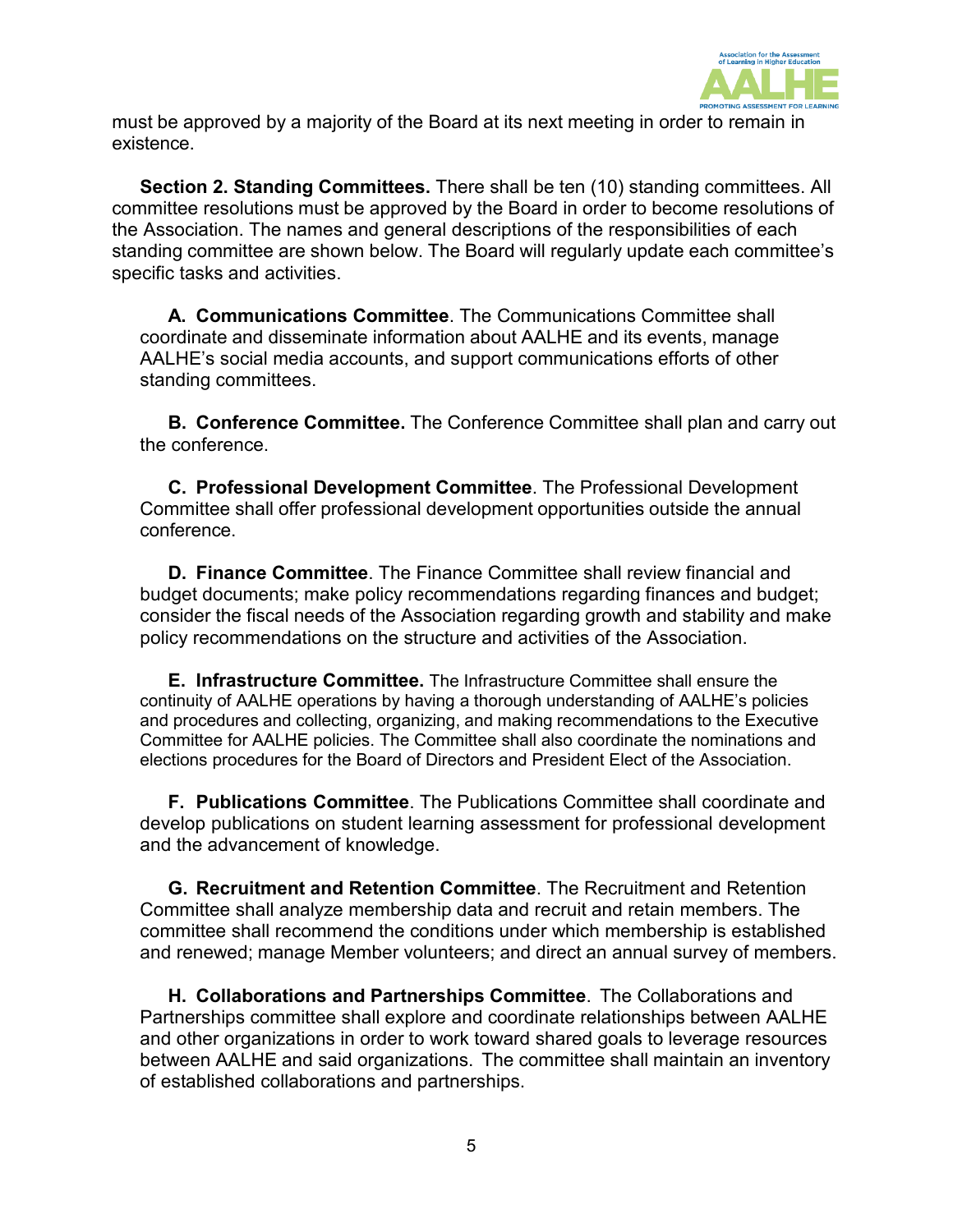must be approved by a majority of the Board at its next meeting in order to remain in existence.

**Section 2. Standing Committees.** There shall be ten (10) standing committees. All committee resolutions must be approved by the Board in order to become resolutions of the Association. The names and general descriptions of the responsibilities of each standing committee are shown below. The Board will regularly update each committee's specific tasks and activities.

A. **Communications Committee**. The Communications Committee shall coordinate and disseminate information about AALHE and its events, manage AALHE's social media accounts, and support communications efforts of other standing committees.

B. **Conference Committee.** The Conference Committee shall plan and carry out the conference.

C. **Professional Development Committee**. The Professional Development Committee shall offer professional development opportunities outside the annual conference.

D. **Finance Committee**. The Finance Committee shall review financial and budget documents; make policy recommendations regarding finances and budget; consider the fiscal needs of the Association regarding growth and stability and make policy recommendations on the structure and activities of the Association.

E. **Infrastructure Committee.** The Infrastructure Committee shall ensure the continuity of AALHE operations by having a thorough understanding of AALHE's policies and procedures and collecting, organizing, and making recommendations to the Executive Committee for AALHE policies. The Committee shall also coordinate the nominations and elections procedures for the Board of Directors and President Elect of the Association.

F. **Publications Committee**. The Publications Committee shall coordinate and develop publications on student learning assessment for professional development and the advancement of knowledge.

G. **Recruitment and Retention Committee**. The Recruitment and Retention Committee shall analyze membership data and recruit and retain members. The committee shall recommend the conditions under which membership is established and renewed; manage Member volunteers; and direct an annual survey of members.

H. **Collaborations and Partnerships Committee**. The Collaborations and Partnerships committee shall explore and coordinate relationships between AALHE and other organizations in order to work toward shared goals to leverage resources between AALHE and said organizations. The committee shall maintain an inventory of established collaborations and partnerships.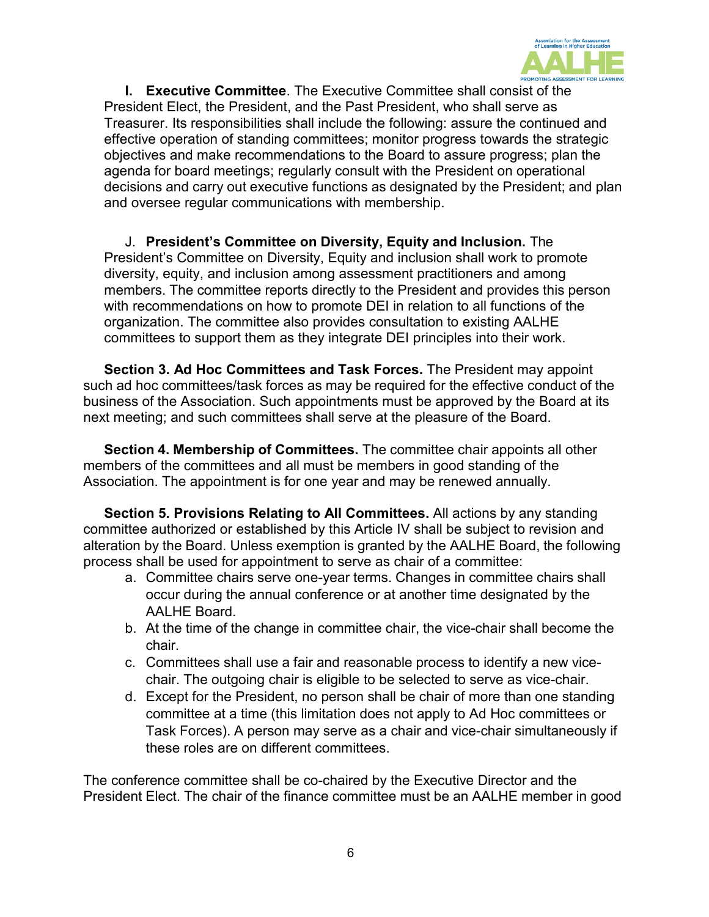**I. Executive Committee**. The Executive Committee shall consist of the President Elect, the President, and the Past President, who shall serve as Treasurer. Its responsibilities shall include the following: assure the continued and effective operation of standing committees; monitor progress towards the strategic objectives and make recommendations to the Board to assure progress; plan the agenda for board meetings; regularly consult with the President on operational decisions and carry out executive functions as designated by the President; and plan and oversee regular communications with membership.

J. **President's Committee on Diversity, Equity and Inclusion.** The President's Committee on Diversity, Equity and inclusion shall work to promote diversity, equity, and inclusion among assessment practitioners and among members. The committee reports directly to the President and provides this person with recommendations on how to promote DEI in relation to all functions of the organization. The committee also provides consultation to existing AALHE committees to support them as they integrate DEI principles into their work.

**Section 3. Ad Hoc Committees and Task Forces.** The President may appoint such ad hoc committees/task forces as may be required for the effective conduct of the business of the Association. Such appointments must be approved by the Board at its next meeting; and such committees shall serve at the pleasure of the Board.

**Section 4. Membership of Committees.** The committee chair appoints all other members of the committees and all must be members in good standing of the Association. The appointment is for one year and may be renewed annually.

**Section 5. Provisions Relating to All Committees.** All actions by any standing committee authorized or established by this Article IV shall be subject to revision and alteration by the Board. Unless exemption is granted by the AALHE Board, the following process shall be used for appointment to serve as chair of a committee:

a. Committee chairs serve one-year terms. Changes in committee chairs shall occur during the annual conference or at another time designated by the AALHE Board.
b. At the time of the change in committee chair, the vice-chair shall become the chair.
c. Committees shall use a fair and reasonable process to identify a new vice-chair. The outgoing chair is eligible to be selected to serve as vice-chair.
d. Except for the President, no person shall be chair of more than one standing committee at a time (this limitation does not apply to Ad Hoc committees or Task Forces). A person may serve as a chair and vice-chair simultaneously if these roles are on different committees.

The conference committee shall be co-chaired by the Executive Director and the President Elect. The chair of the finance committee must be an AALHE member in good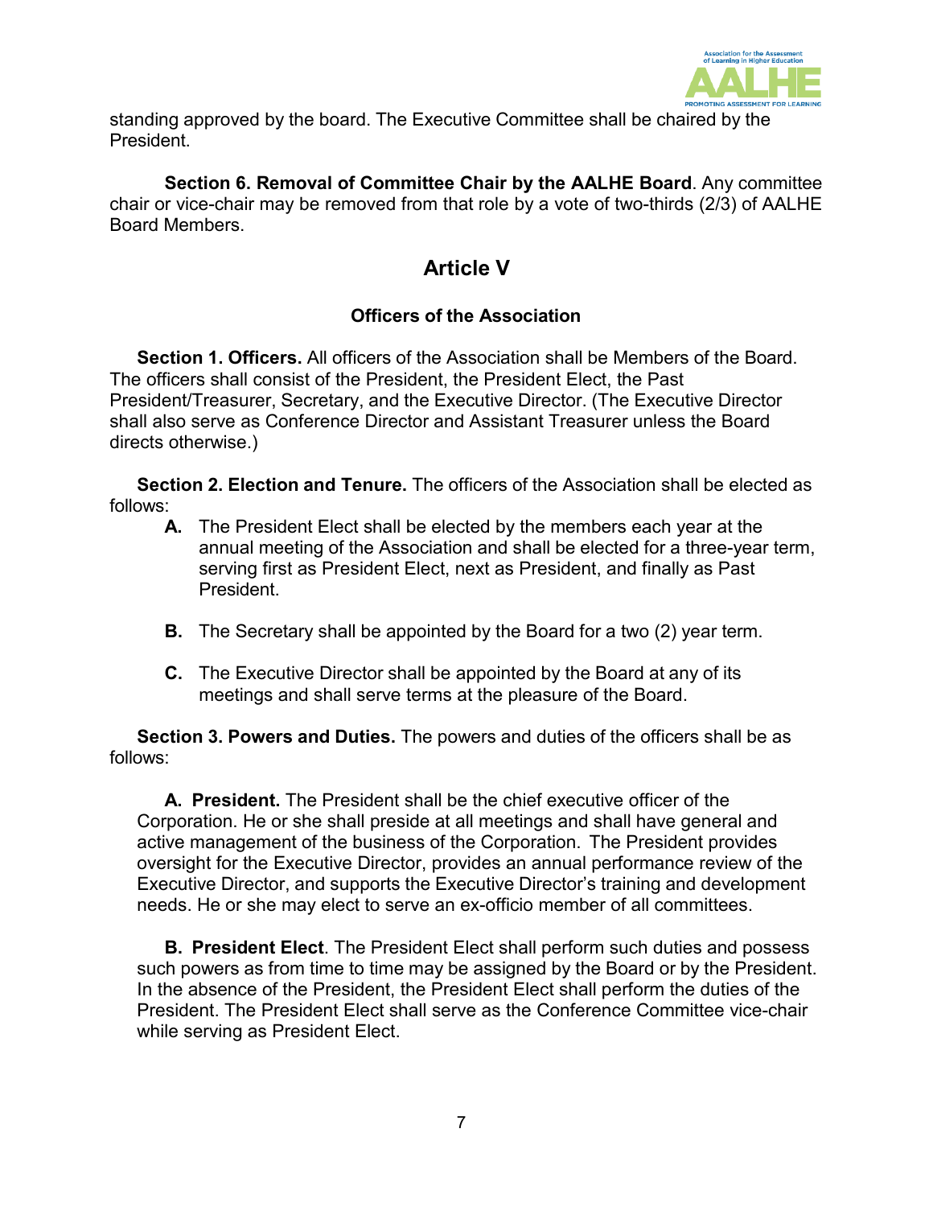standing approved by the board. The Executive Committee shall be chaired by the President.

**Section 6. Removal of Committee Chair by the AALHE Board**. Any committee chair or vice-chair may be removed from that role by a vote of two-thirds (2/3) of AALHE Board Members.

## Article V

### Officers of the Association

**Section 1. Officers.** All officers of the Association shall be Members of the Board. The officers shall consist of the President, the President Elect, the Past President/Treasurer, Secretary, and the Executive Director. (The Executive Director shall also serve as Conference Director and Assistant Treasurer unless the Board directs otherwise.)

**Section 2. Election and Tenure.** The officers of the Association shall be elected as follows:

- **A.** The President Elect shall be elected by the members each year at the annual meeting of the Association and shall be elected for a three-year term, serving first as President Elect, next as President, and finally as Past President.
- **B.** The Secretary shall be appointed by the Board for a two (2) year term.
- **C.** The Executive Director shall be appointed by the Board at any of its meetings and shall serve terms at the pleasure of the Board.

**Section 3. Powers and Duties.** The powers and duties of the officers shall be as follows:

**A. President.** The President shall be the chief executive officer of the Corporation. He or she shall preside at all meetings and shall have general and active management of the business of the Corporation. The President provides oversight for the Executive Director, provides an annual performance review of the Executive Director, and supports the Executive Director's training and development needs. He or she may elect to serve an ex-officio member of all committees.

**B. President Elect**. The President Elect shall perform such duties and possess such powers as from time to time may be assigned by the Board or by the President. In the absence of the President, the President Elect shall perform the duties of the President. The President Elect shall serve as the Conference Committee vice-chair while serving as President Elect.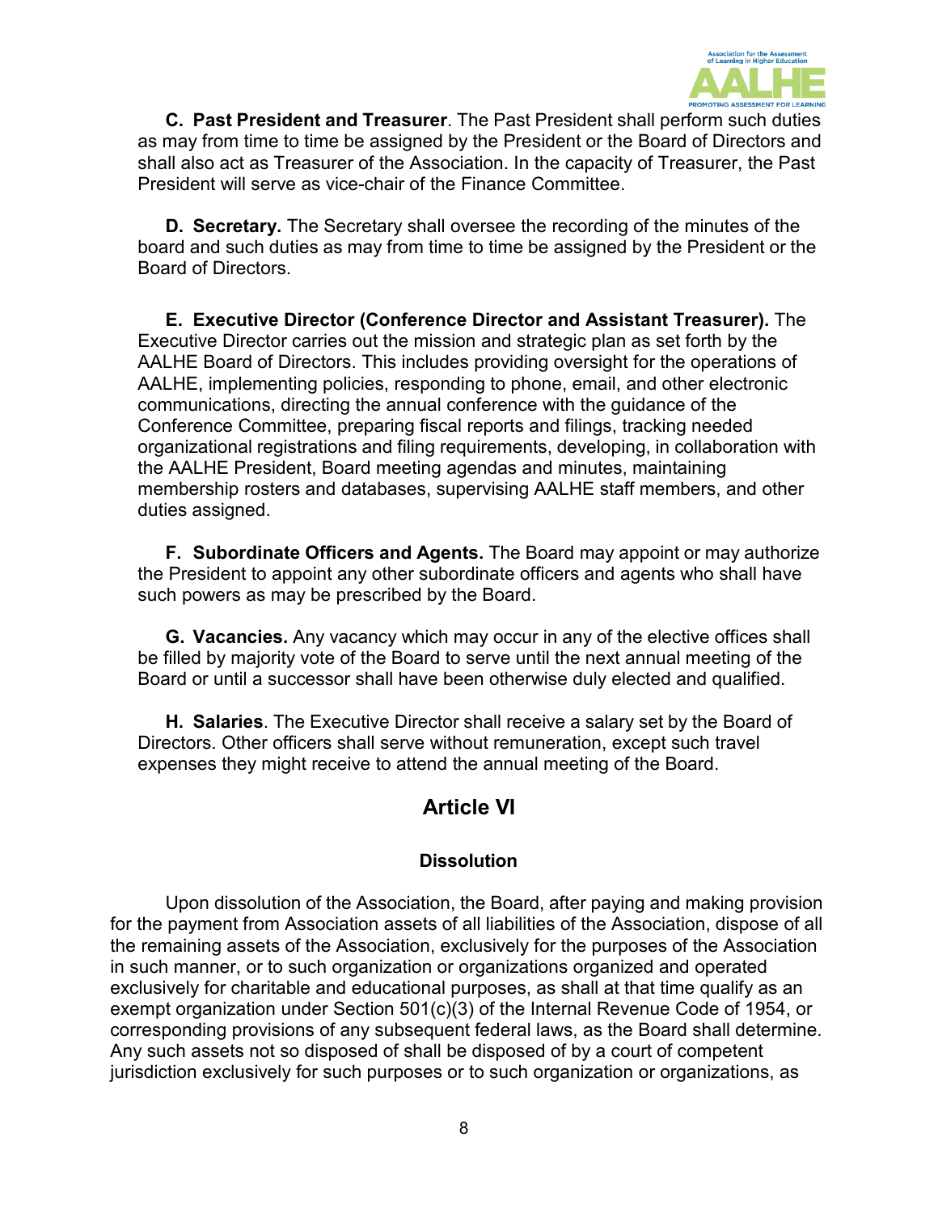**C. Past President and Treasurer**. The Past President shall perform such duties as may from time to time be assigned by the President or the Board of Directors and shall also act as Treasurer of the Association. In the capacity of Treasurer, the Past President will serve as vice-chair of the Finance Committee.

**D. Secretary.** The Secretary shall oversee the recording of the minutes of the board and such duties as may from time to time be assigned by the President or the Board of Directors.

**E. Executive Director (Conference Director and Assistant Treasurer).** The Executive Director carries out the mission and strategic plan as set forth by the AALHE Board of Directors. This includes providing oversight for the operations of AALHE, implementing policies, responding to phone, email, and other electronic communications, directing the annual conference with the guidance of the Conference Committee, preparing fiscal reports and filings, tracking needed organizational registrations and filing requirements, developing, in collaboration with the AALHE President, Board meeting agendas and minutes, maintaining membership rosters and databases, supervising AALHE staff members, and other duties assigned.

**F. Subordinate Officers and Agents.** The Board may appoint or may authorize the President to appoint any other subordinate officers and agents who shall have such powers as may be prescribed by the Board.

**G. Vacancies.** Any vacancy which may occur in any of the elective offices shall be filled by majority vote of the Board to serve until the next annual meeting of the Board or until a successor shall have been otherwise duly elected and qualified.

**H. Salaries**. The Executive Director shall receive a salary set by the Board of Directors. Other officers shall serve without remuneration, except such travel expenses they might receive to attend the annual meeting of the Board.

## Article VI

### Dissolution

Upon dissolution of the Association, the Board, after paying and making provision for the payment from Association assets of all liabilities of the Association, dispose of all the remaining assets of the Association, exclusively for the purposes of the Association in such manner, or to such organization or organizations organized and operated exclusively for charitable and educational purposes, as shall at that time qualify as an exempt organization under Section 501(c)(3) of the Internal Revenue Code of 1954, or corresponding provisions of any subsequent federal laws, as the Board shall determine. Any such assets not so disposed of shall be disposed of by a court of competent jurisdiction exclusively for such purposes or to such organization or organizations, as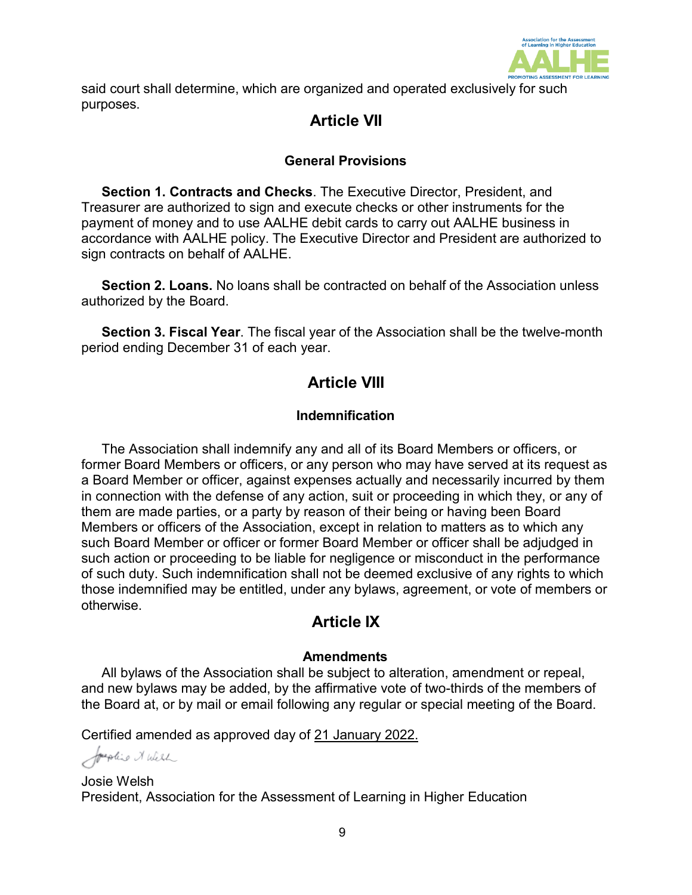said court shall determine, which are organized and operated exclusively for such purposes.

## Article VII

### General Provisions

**Section 1. Contracts and Checks**. The Executive Director, President, and Treasurer are authorized to sign and execute checks or other instruments for the payment of money and to use AALHE debit cards to carry out AALHE business in accordance with AALHE policy. The Executive Director and President are authorized to sign contracts on behalf of AALHE.

**Section 2. Loans.** No loans shall be contracted on behalf of the Association unless authorized by the Board.

**Section 3. Fiscal Year**. The fiscal year of the Association shall be the twelve-month period ending December 31 of each year.

## Article VIII

### Indemnification

The Association shall indemnify any and all of its Board Members or officers, or former Board Members or officers, or any person who may have served at its request as a Board Member or officer, against expenses actually and necessarily incurred by them in connection with the defense of any action, suit or proceeding in which they, or any of them are made parties, or a party by reason of their being or having been Board Members or officers of the Association, except in relation to matters as to which any such Board Member or officer or former Board Member or officer shall be adjudged in such action or proceeding to be liable for negligence or misconduct in the performance of such duty. Such indemnification shall not be deemed exclusive of any rights to which those indemnified may be entitled, under any bylaws, agreement, or vote of members or otherwise.

## Article IX

### Amendments

All bylaws of the Association shall be subject to alteration, amendment or repeal, and new bylaws may be added, by the affirmative vote of two-thirds of the members of the Board at, or by mail or email following any regular or special meeting of the Board.

Certified amended as approved day of 21 January 2022.

Josie Welsh
President, Association for the Assessment of Learning in Higher Education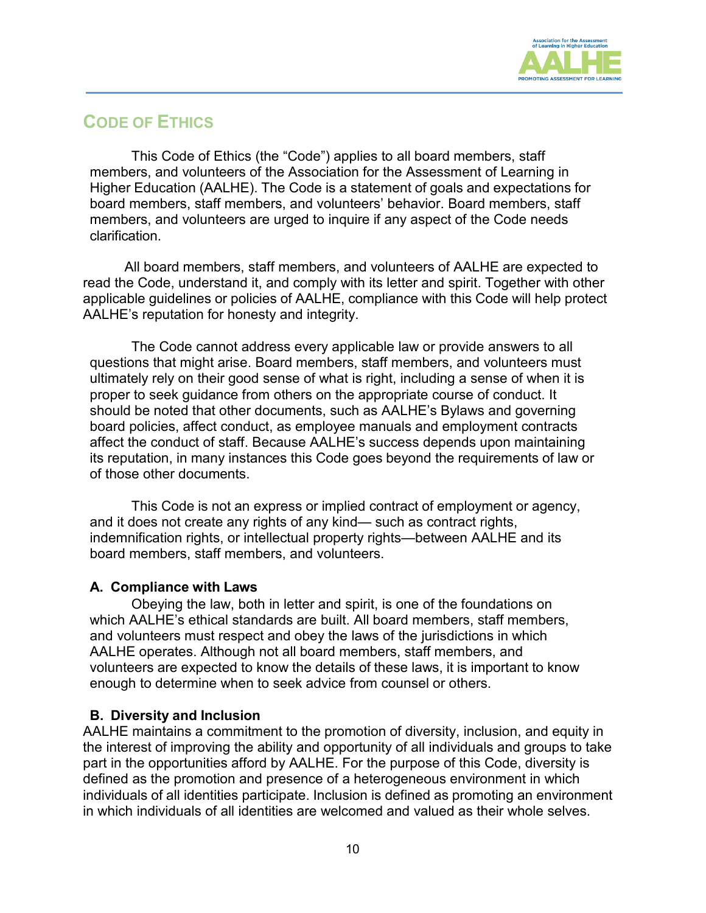## CODE OF ETHICS

This Code of Ethics (the "Code") applies to all board members, staff members, and volunteers of the Association for the Assessment of Learning in Higher Education (AALHE). The Code is a statement of goals and expectations for board members, staff members, and volunteers' behavior. Board members, staff members, and volunteers are urged to inquire if any aspect of the Code needs clarification.

All board members, staff members, and volunteers of AALHE are expected to read the Code, understand it, and comply with its letter and spirit. Together with other applicable guidelines or policies of AALHE, compliance with this Code will help protect AALHE's reputation for honesty and integrity.

The Code cannot address every applicable law or provide answers to all questions that might arise. Board members, staff members, and volunteers must ultimately rely on their good sense of what is right, including a sense of when it is proper to seek guidance from others on the appropriate course of conduct. It should be noted that other documents, such as AALHE's Bylaws and governing board policies, affect conduct, as employee manuals and employment contracts affect the conduct of staff. Because AALHE's success depends upon maintaining its reputation, in many instances this Code goes beyond the requirements of law or of those other documents.

This Code is not an express or implied contract of employment or agency, and it does not create any rights of any kind— such as contract rights, indemnification rights, or intellectual property rights—between AALHE and its board members, staff members, and volunteers.

### A. Compliance with Laws

Obeying the law, both in letter and spirit, is one of the foundations on which AALHE's ethical standards are built. All board members, staff members, and volunteers must respect and obey the laws of the jurisdictions in which AALHE operates. Although not all board members, staff members, and volunteers are expected to know the details of these laws, it is important to know enough to determine when to seek advice from counsel or others.

### B. Diversity and Inclusion

AALHE maintains a commitment to the promotion of diversity, inclusion, and equity in the interest of improving the ability and opportunity of all individuals and groups to take part in the opportunities afford by AALHE. For the purpose of this Code, diversity is defined as the promotion and presence of a heterogeneous environment in which individuals of all identities participate. Inclusion is defined as promoting an environment in which individuals of all identities are welcomed and valued as their whole selves.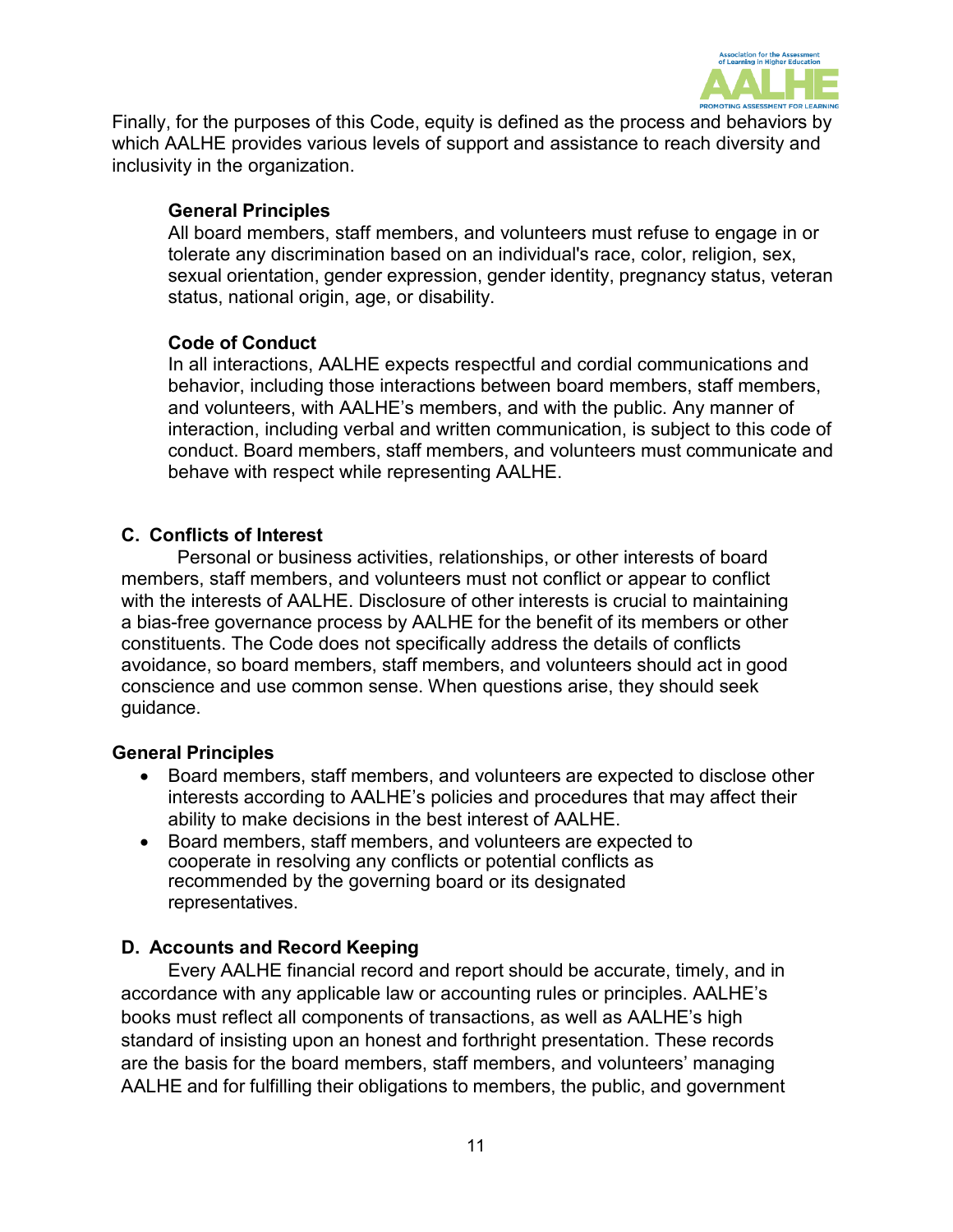Finally, for the purposes of this Code, equity is defined as the process and behaviors by which AALHE provides various levels of support and assistance to reach diversity and inclusivity in the organization.

**General Principles**
All board members, staff members, and volunteers must refuse to engage in or tolerate any discrimination based on an individual's race, color, religion, sex, sexual orientation, gender expression, gender identity, pregnancy status, veteran status, national origin, age, or disability.

**Code of Conduct**
In all interactions, AALHE expects respectful and cordial communications and behavior, including those interactions between board members, staff members, and volunteers, with AALHE's members, and with the public. Any manner of interaction, including verbal and written communication, is subject to this code of conduct. Board members, staff members, and volunteers must communicate and behave with respect while representing AALHE.

## C. Conflicts of Interest

Personal or business activities, relationships, or other interests of board members, staff members, and volunteers must not conflict or appear to conflict with the interests of AALHE. Disclosure of other interests is crucial to maintaining a bias-free governance process by AALHE for the benefit of its members or other constituents. The Code does not specifically address the details of conflicts avoidance, so board members, staff members, and volunteers should act in good conscience and use common sense. When questions arise, they should seek guidance.

**General Principles**

- Board members, staff members, and volunteers are expected to disclose other interests according to AALHE's policies and procedures that may affect their ability to make decisions in the best interest of AALHE.
- Board members, staff members, and volunteers are expected to cooperate in resolving any conflicts or potential conflicts as recommended by the governing board or its designated representatives.

## D. Accounts and Record Keeping

Every AALHE financial record and report should be accurate, timely, and in accordance with any applicable law or accounting rules or principles. AALHE's books must reflect all components of transactions, as well as AALHE's high standard of insisting upon an honest and forthright presentation. These records are the basis for the board members, staff members, and volunteers' managing AALHE and for fulfilling their obligations to members, the public, and government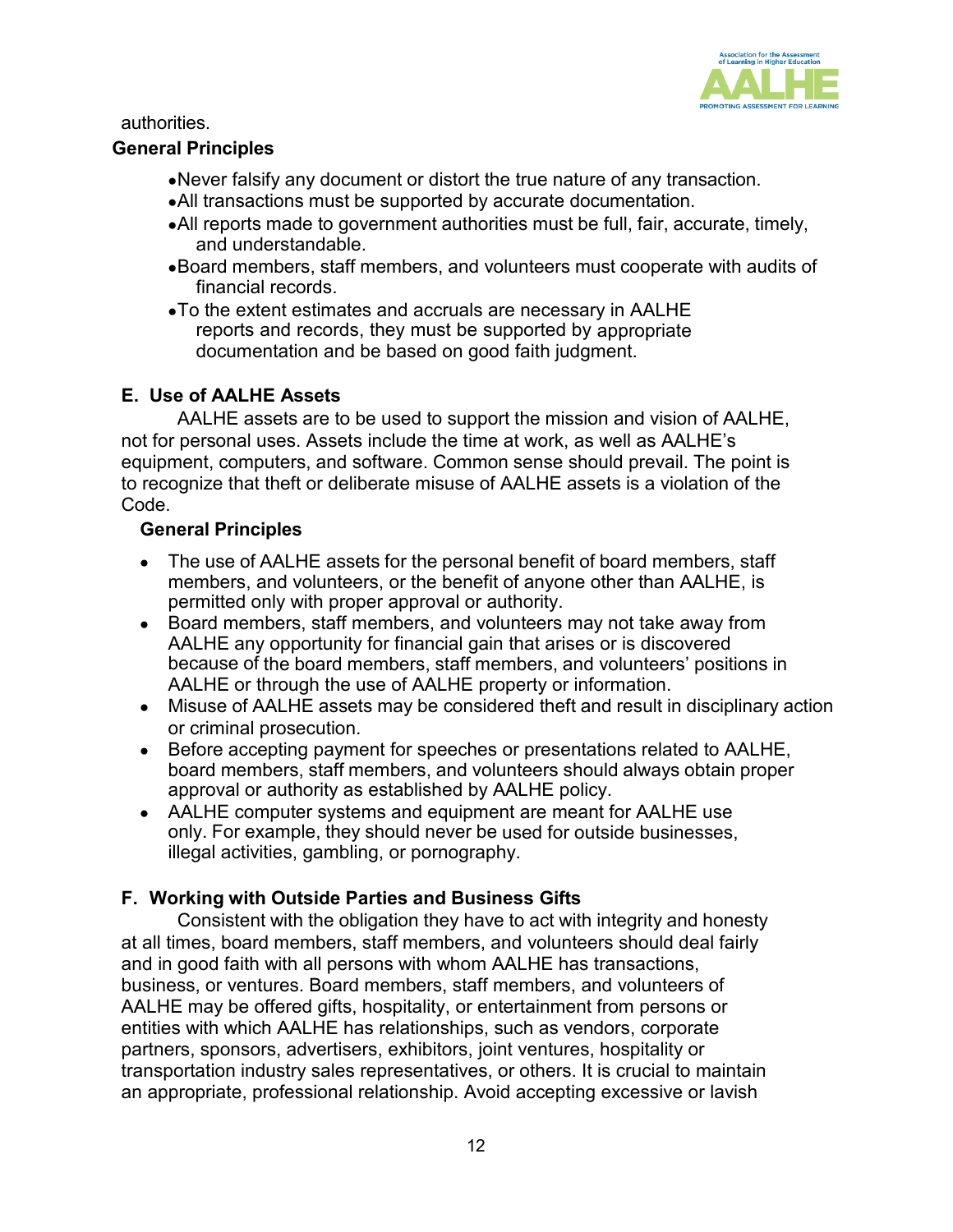authorities.

**General Principles**

- Never falsify any document or distort the true nature of any transaction.
- All transactions must be supported by accurate documentation.
- All reports made to government authorities must be full, fair, accurate, timely, and understandable.
- Board members, staff members, and volunteers must cooperate with audits of financial records.
- To the extent estimates and accruals are necessary in AALHE reports and records, they must be supported by appropriate documentation and be based on good faith judgment.

### E. Use of AALHE Assets

AALHE assets are to be used to support the mission and vision of AALHE, not for personal uses. Assets include the time at work, as well as AALHE's equipment, computers, and software. Common sense should prevail. The point is to recognize that theft or deliberate misuse of AALHE assets is a violation of the Code.

**General Principles**

- The use of AALHE assets for the personal benefit of board members, staff members, and volunteers, or the benefit of anyone other than AALHE, is permitted only with proper approval or authority.
- Board members, staff members, and volunteers may not take away from AALHE any opportunity for financial gain that arises or is discovered because of the board members, staff members, and volunteers' positions in AALHE or through the use of AALHE property or information.
- Misuse of AALHE assets may be considered theft and result in disciplinary action or criminal prosecution.
- Before accepting payment for speeches or presentations related to AALHE, board members, staff members, and volunteers should always obtain proper approval or authority as established by AALHE policy.
- AALHE computer systems and equipment are meant for AALHE use only. For example, they should never be used for outside businesses, illegal activities, gambling, or pornography.

### F. Working with Outside Parties and Business Gifts

Consistent with the obligation they have to act with integrity and honesty at all times, board members, staff members, and volunteers should deal fairly and in good faith with all persons with whom AALHE has transactions, business, or ventures. Board members, staff members, and volunteers of AALHE may be offered gifts, hospitality, or entertainment from persons or entities with which AALHE has relationships, such as vendors, corporate partners, sponsors, advertisers, exhibitors, joint ventures, hospitality or transportation industry sales representatives, or others. It is crucial to maintain an appropriate, professional relationship. Avoid accepting excessive or lavish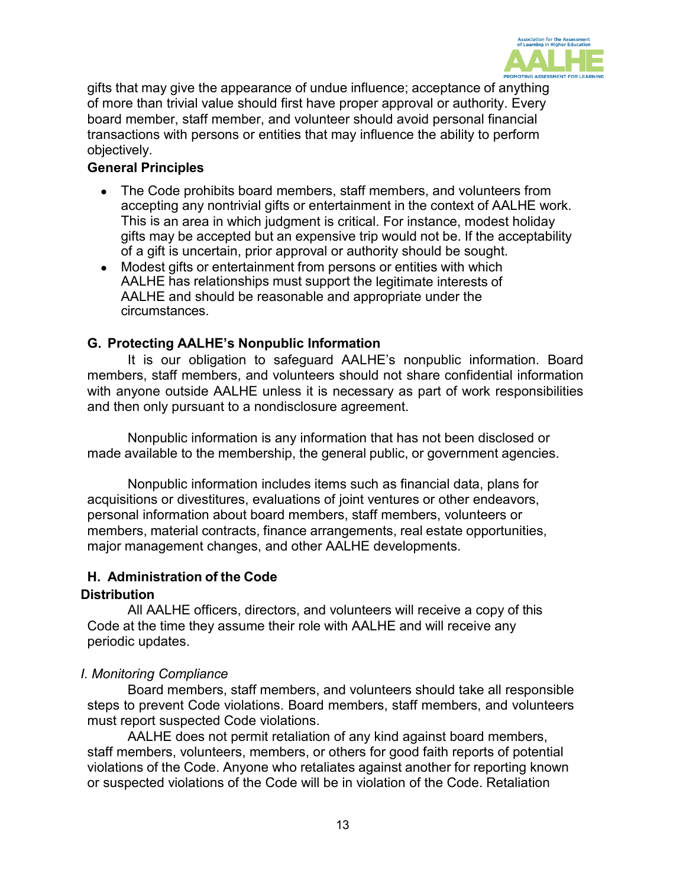gifts that may give the appearance of undue influence; acceptance of anything of more than trivial value should first have proper approval or authority. Every board member, staff member, and volunteer should avoid personal financial transactions with persons or entities that may influence the ability to perform objectively.

**General Principles**

- The Code prohibits board members, staff members, and volunteers from accepting any nontrivial gifts or entertainment in the context of AALHE work. This is an area in which judgment is critical. For instance, modest holiday gifts may be accepted but an expensive trip would not be. If the acceptability of a gift is uncertain, prior approval or authority should be sought.
- Modest gifts or entertainment from persons or entities with which AALHE has relationships must support the legitimate interests of AALHE and should be reasonable and appropriate under the circumstances.

### G. Protecting AALHE's Nonpublic Information

It is our obligation to safeguard AALHE's nonpublic information. Board members, staff members, and volunteers should not share confidential information with anyone outside AALHE unless it is necessary as part of work responsibilities and then only pursuant to a nondisclosure agreement.

Nonpublic information is any information that has not been disclosed or made available to the membership, the general public, or government agencies.

Nonpublic information includes items such as financial data, plans for acquisitions or divestitures, evaluations of joint ventures or other endeavors, personal information about board members, staff members, volunteers or members, material contracts, finance arrangements, real estate opportunities, major management changes, and other AALHE developments.

### H. Administration of the Code

**Distribution**

All AALHE officers, directors, and volunteers will receive a copy of this Code at the time they assume their role with AALHE and will receive any periodic updates.

*I. Monitoring Compliance*

Board members, staff members, and volunteers should take all responsible steps to prevent Code violations. Board members, staff members, and volunteers must report suspected Code violations.

AALHE does not permit retaliation of any kind against board members, staff members, volunteers, members, or others for good faith reports of potential violations of the Code. Anyone who retaliates against another for reporting known or suspected violations of the Code will be in violation of the Code. Retaliation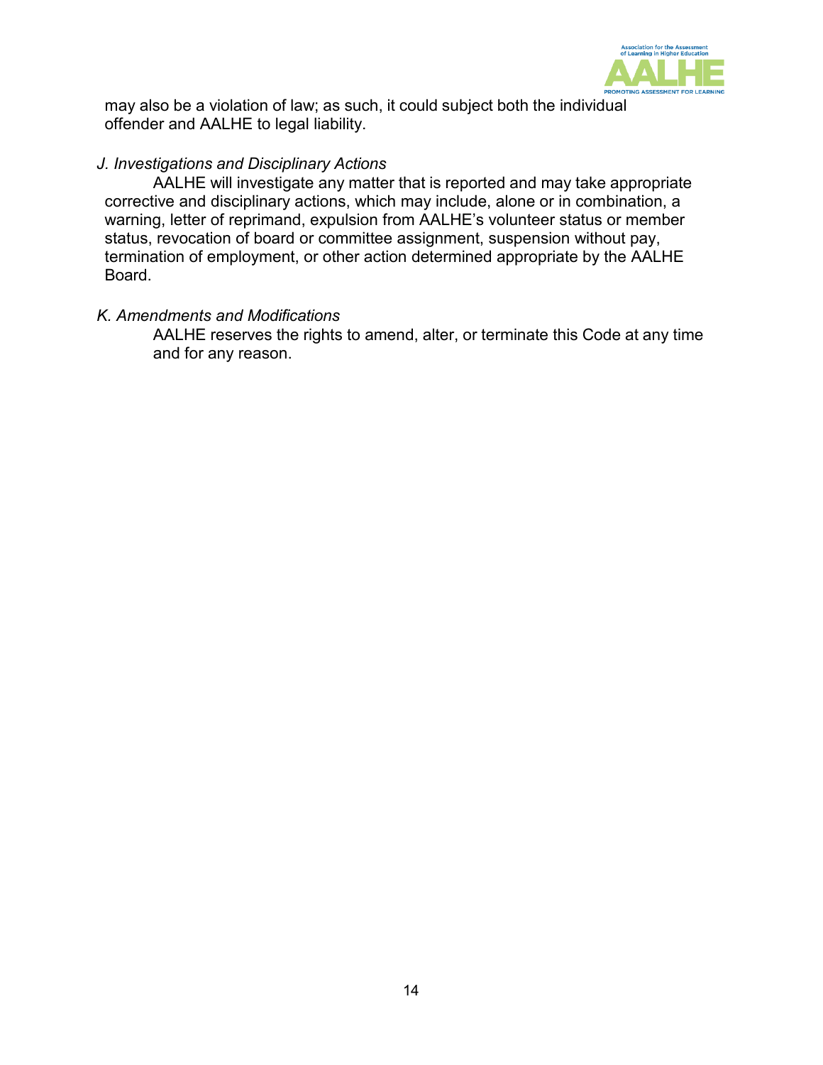may also be a violation of law; as such, it could subject both the individual offender and AALHE to legal liability.

*J. Investigations and Disciplinary Actions*

AALHE will investigate any matter that is reported and may take appropriate corrective and disciplinary actions, which may include, alone or in combination, a warning, letter of reprimand, expulsion from AALHE's volunteer status or member status, revocation of board or committee assignment, suspension without pay, termination of employment, or other action determined appropriate by the AALHE Board.

*K. Amendments and Modifications*

AALHE reserves the rights to amend, alter, or terminate this Code at any time and for any reason.